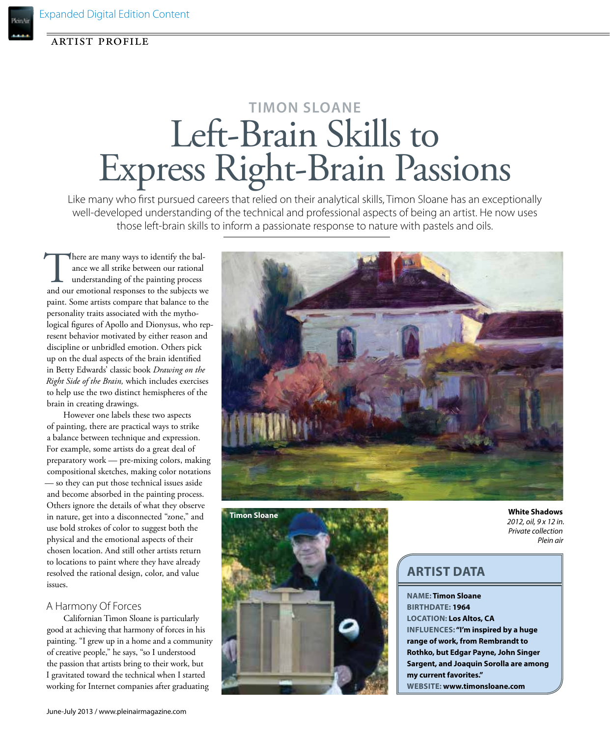ARTIST PROFILE

## TIMON SLOANE

# Left-Brain Skills to Express Right-Brain Passions

Like many who first pursued careers that relied on their analytical skills, Timon Sloane has an exceptionally well-developed understanding of the technical and professional aspects of being an artist. He now uses those left-brain skills to inform a passionate response to nature with pastels and oils.

There are many ways to identify the balance we all strike between our rational understanding of the painting process and our emotional responses to the subjects we paint. Some artists compare that balance to the personality traits associated with the mythological figures of Apollo and Dionysus, who represent behavior motivated by either reason and discipline or unbridled emotion. Others pick up on the dual aspects of the brain identified in Betty Edwards' classic book *Drawing on the Right Side of the Brain,* which includes exercises to help use the two distinct hemispheres of the brain in creating drawings.

However one labels these two aspects of painting, there are practical ways to strike a balance between technique and expression. For example, some artists do a great deal of preparatory work — pre-mixing colors, making compositional sketches, making color notations — so they can put those technical issues aside and become absorbed in the painting process. Others ignore the details of what they observe in nature, get into a disconnected "zone," and use bold strokes of color to suggest both the physical and the emotional aspects of their chosen location. And still other artists return to locations to paint where they have already resolved the rational design, color, and value issues.

### A Harmony Of Forces

Californian Timon Sloane is particularly good at achieving that harmony of forces in his painting. "I grew up in a home and a community of creative people," he says, "so I understood the passion that artists bring to their work, but I gravitated toward the technical when I started working for Internet companies after graduating

Timon Sloane

**White Shadows**
*2012, oil, 9 x 12 in.*
*Private collection*
*Plein air*

## ARTIST DATA

**NAME:** **Timon Sloane**
**BIRTHDATE:** **1964**
**LOCATION:** **Los Altos, CA**
**INFLUENCES:** **"I'm inspired by a huge range of work, from Rembrandt to Rothko, but Edgar Payne, John Singer Sargent, and Joaquin Sorolla are among my current favorites."**
**WEBSITE:** **www.timonsloane.com**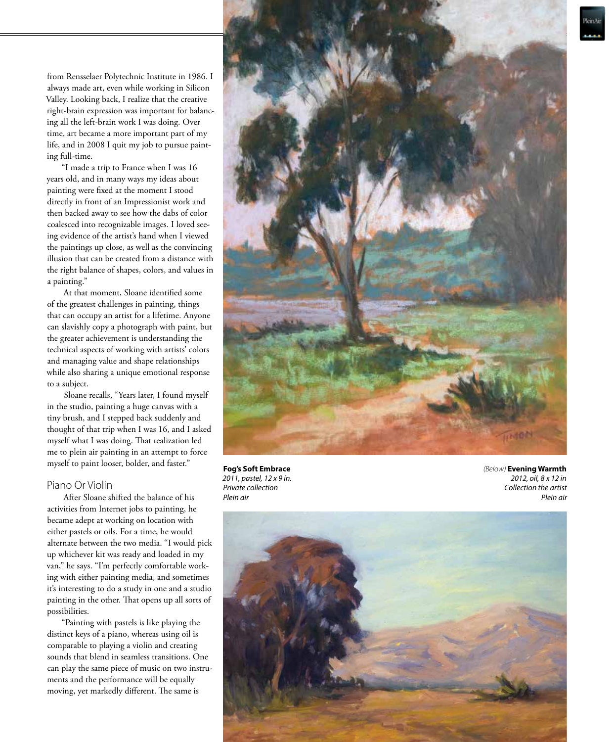from Rensselaer Polytechnic Institute in 1986. I always made art, even while working in Silicon Valley. Looking back, I realize that the creative right-brain expression was important for balancing all the left-brain work I was doing. Over time, art became a more important part of my life, and in 2008 I quit my job to pursue painting full-time.

"I made a trip to France when I was 16 years old, and in many ways my ideas about painting were fixed at the moment I stood directly in front of an Impressionist work and then backed away to see how the dabs of color coalesced into recognizable images. I loved seeing evidence of the artist's hand when I viewed the paintings up close, as well as the convincing illusion that can be created from a distance with the right balance of shapes, colors, and values in a painting."

At that moment, Sloane identified some of the greatest challenges in painting, things that can occupy an artist for a lifetime. Anyone can slavishly copy a photograph with paint, but the greater achievement is understanding the technical aspects of working with artists' colors and managing value and shape relationships while also sharing a unique emotional response to a subject.

Sloane recalls, "Years later, I found myself in the studio, painting a huge canvas with a tiny brush, and I stepped back suddenly and thought of that trip when I was 16, and I asked myself what I was doing. That realization led me to plein air painting in an attempt to force myself to paint looser, bolder, and faster."

## Piano Or Violin

After Sloane shifted the balance of his activities from Internet jobs to painting, he became adept at working on location with either pastels or oils. For a time, he would alternate between the two media. "I would pick up whichever kit was ready and loaded in my van," he says. "I'm perfectly comfortable working with either painting media, and sometimes it's interesting to do a study in one and a studio painting in the other. That opens up all sorts of possibilities.

"Painting with pastels is like playing the distinct keys of a piano, whereas using oil is comparable to playing a violin and creating sounds that blend in seamless transitions. One can play the same piece of music on two instruments and the performance will be equally moving, yet markedly different. The same is

**Fog's Soft Embrace**
*2011, pastel, 12 x 9 in.*
*Private collection*
*Plein air*

*(Below)* **Evening Warmth**
*2012, oil, 8 x 12 in*
*Collection the artist*
*Plein air*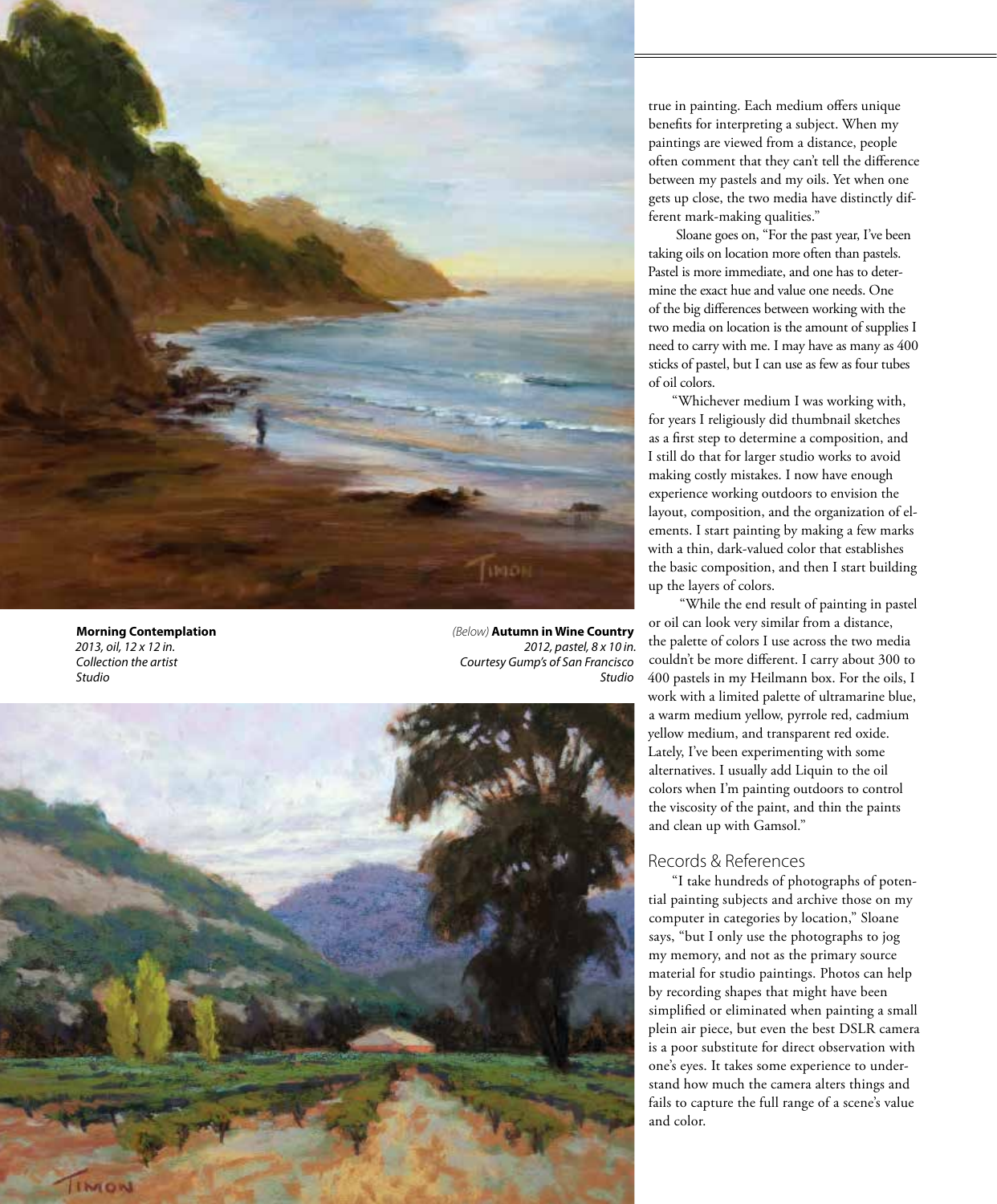**Morning Contemplation**
*2013, oil, 12 x 12 in.*
*Collection the artist*
*Studio*

*(Below)* **Autumn in Wine Country**
*2012, pastel, 8 x 10 in.*
*Courtesy Gump's of San Francisco*
*Studio*

true in painting. Each medium offers unique benefits for interpreting a subject. When my paintings are viewed from a distance, people often comment that they can't tell the difference between my pastels and my oils. Yet when one gets up close, the two media have distinctly different mark-making qualities."

Sloane goes on, "For the past year, I've been taking oils on location more often than pastels. Pastel is more immediate, and one has to determine the exact hue and value one needs. One of the big differences between working with the two media on location is the amount of supplies I need to carry with me. I may have as many as 400 sticks of pastel, but I can use as few as four tubes of oil colors.

"Whichever medium I was working with, for years I religiously did thumbnail sketches as a first step to determine a composition, and I still do that for larger studio works to avoid making costly mistakes. I now have enough experience working outdoors to envision the layout, composition, and the organization of elements. I start painting by making a few marks with a thin, dark-valued color that establishes the basic composition, and then I start building up the layers of colors.

"While the end result of painting in pastel or oil can look very similar from a distance, the palette of colors I use across the two media couldn't be more different. I carry about 300 to 400 pastels in my Heilmann box. For the oils, I work with a limited palette of ultramarine blue, a warm medium yellow, pyrrole red, cadmium yellow medium, and transparent red oxide. Lately, I've been experimenting with some alternatives. I usually add Liquin to the oil colors when I'm painting outdoors to control the viscosity of the paint, and thin the paints and clean up with Gamsol."

## Records & References

"I take hundreds of photographs of potential painting subjects and archive those on my computer in categories by location," Sloane says, "but I only use the photographs to jog my memory, and not as the primary source material for studio paintings. Photos can help by recording shapes that might have been simplified or eliminated when painting a small plein air piece, but even the best DSLR camera is a poor substitute for direct observation with one's eyes. It takes some experience to understand how much the camera alters things and fails to capture the full range of a scene's value and color.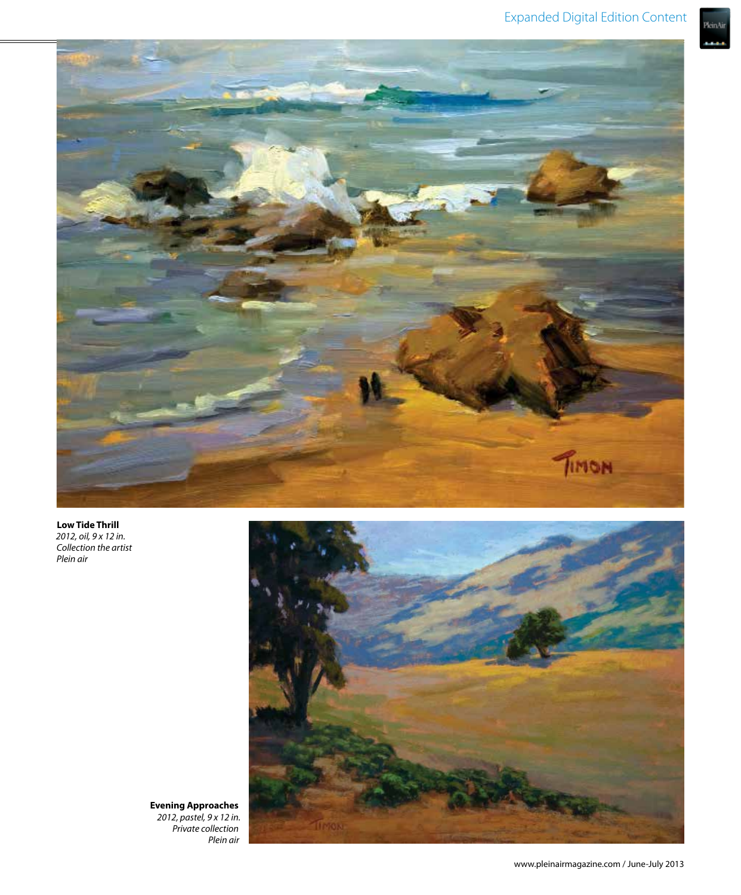**Low Tide Thrill**
*2012, oil, 9 x 12 in.*
*Collection the artist*
*Plein air*

**Evening Approaches**
*2012, pastel, 9 x 12 in.*
*Private collection*
*Plein air*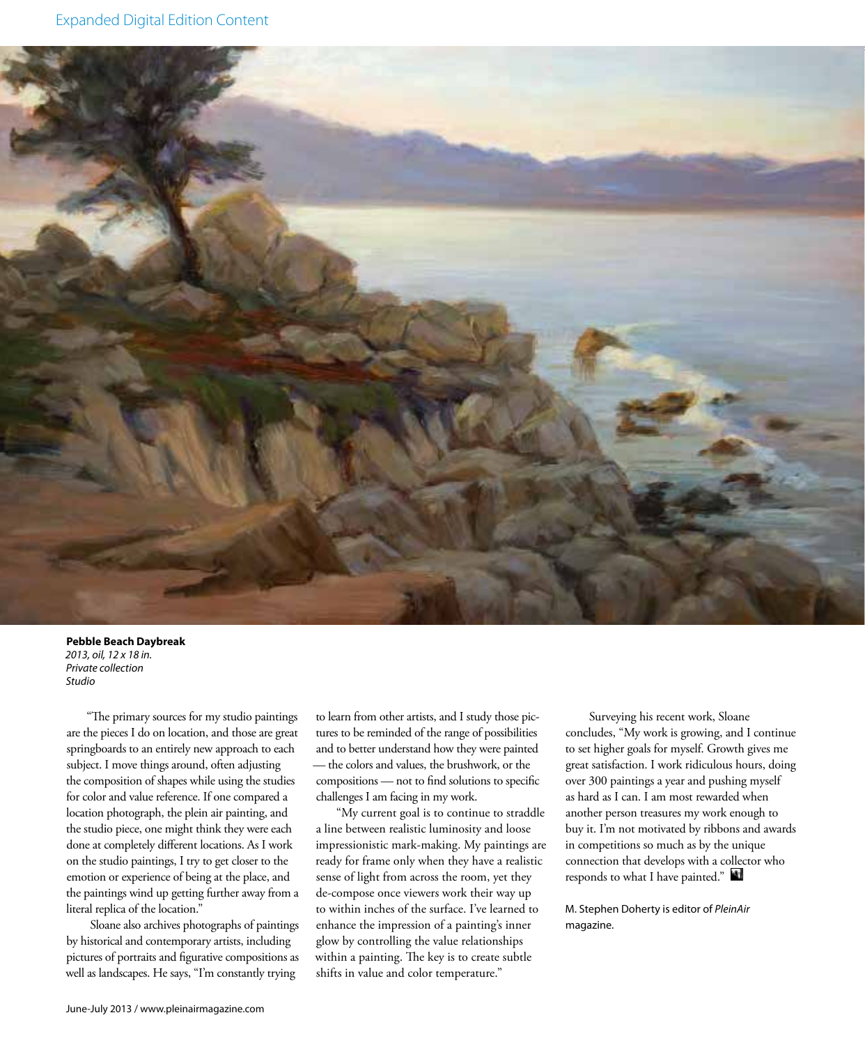Expanded Digital Edition Content

**Pebble Beach Daybreak**
*2013, oil, 12 x 18 in.*
*Private collection*
*Studio*

"The primary sources for my studio paintings are the pieces I do on location, and those are great springboards to an entirely new approach to each subject. I move things around, often adjusting the composition of shapes while using the studies for color and value reference. If one compared a location photograph, the plein air painting, and the studio piece, one might think they were each done at completely different locations. As I work on the studio paintings, I try to get closer to the emotion or experience of being at the place, and the paintings wind up getting further away from a literal replica of the location."

Sloane also archives photographs of paintings by historical and contemporary artists, including pictures of portraits and figurative compositions as well as landscapes. He says, "I'm constantly trying to learn from other artists, and I study those pictures to be reminded of the range of possibilities and to better understand how they were painted — the colors and values, the brushwork, or the compositions — not to find solutions to specific challenges I am facing in my work.

"My current goal is to continue to straddle a line between realistic luminosity and loose impressionistic mark-making. My paintings are ready for frame only when they have a realistic sense of light from across the room, yet they de-compose once viewers work their way up to within inches of the surface. I've learned to enhance the impression of a painting's inner glow by controlling the value relationships within a painting. The key is to create subtle shifts in value and color temperature."

Surveying his recent work, Sloane concludes, "My work is growing, and I continue to set higher goals for myself. Growth gives me great satisfaction. I work ridiculous hours, doing over 300 paintings a year and pushing myself as hard as I can. I am most rewarded when another person treasures my work enough to buy it. I'm not motivated by ribbons and awards in competitions so much as by the unique connection that develops with a collector who responds to what I have painted."

M. Stephen Doherty is editor of *PleinAir* magazine.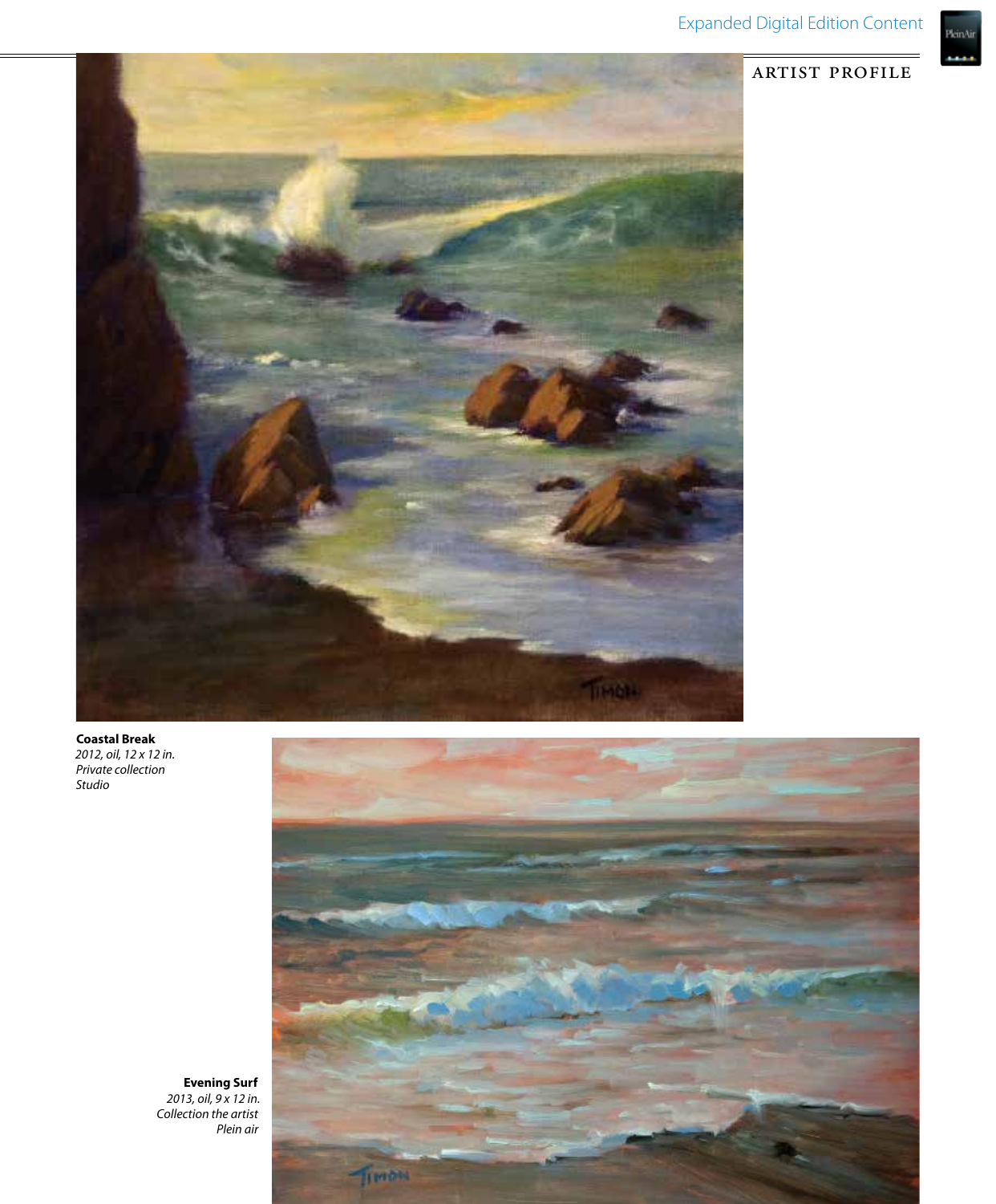**Coastal Break**
*2012, oil, 12 x 12 in.*
*Private collection*
*Studio*

**Evening Surf**
*2013, oil, 9 x 12 in.*
*Collection the artist*
*Plein air*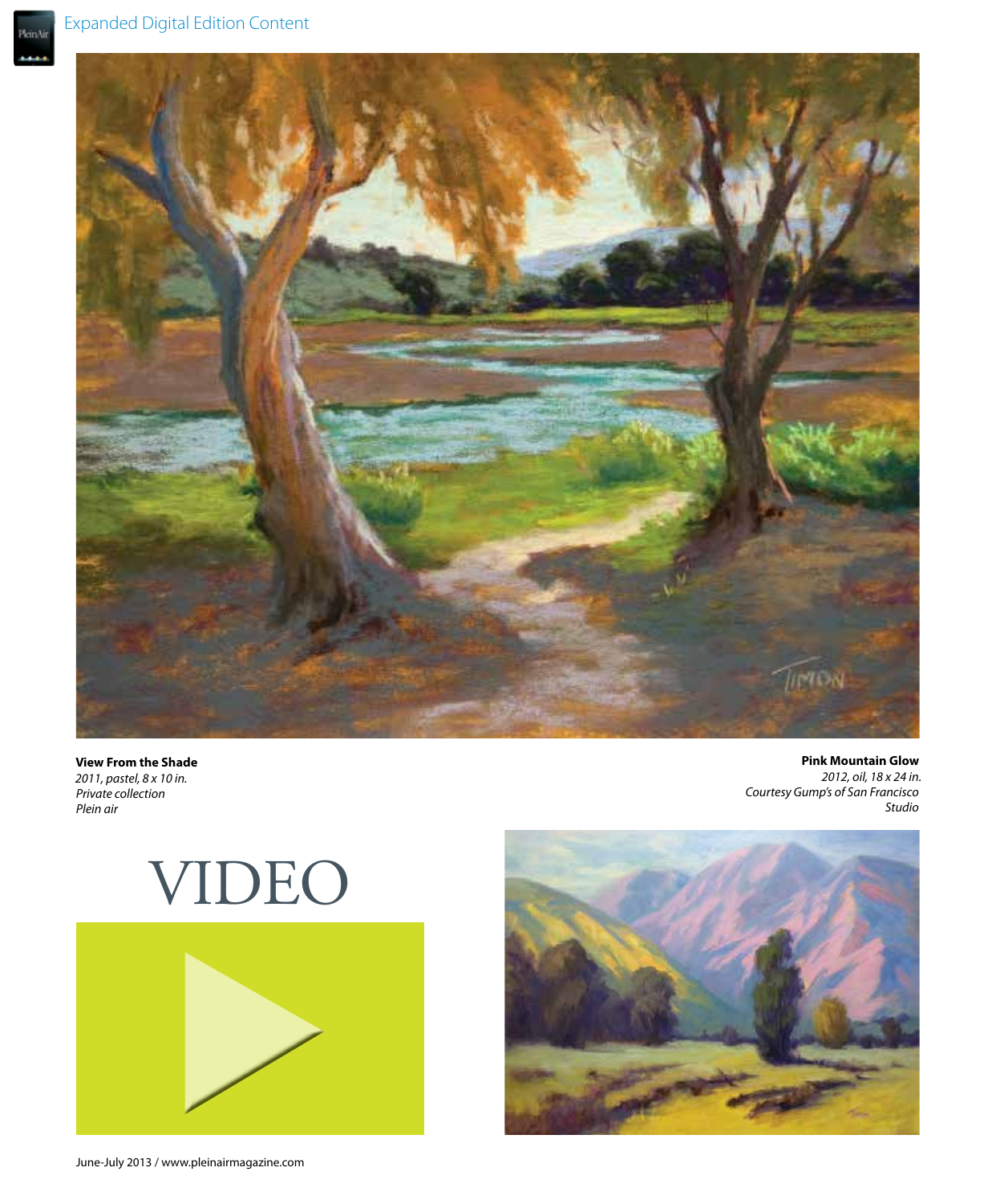**View From the Shade**
*2011, pastel, 8 x 10 in.*
*Private collection*
*Plein air*

**Pink Mountain Glow**
*2012, oil, 18 x 24 in.*
*Courtesy Gump's of San Francisco*
*Studio*

VIDEO